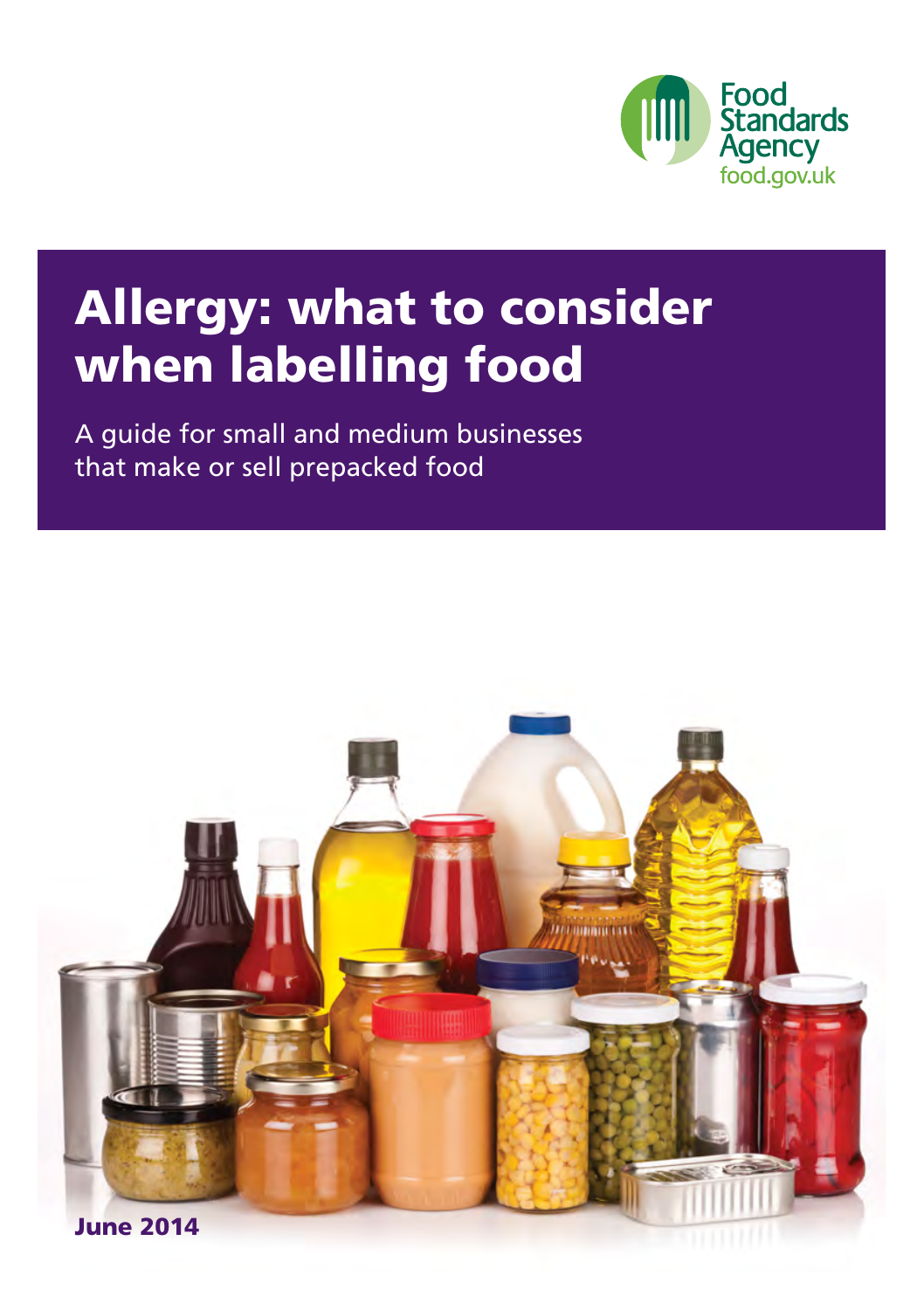Food Standards Agency
food.gov.uk

# Allergy: what to consider when labelling food

A guide for small and medium businesses that make or sell prepacked food

**June 2014**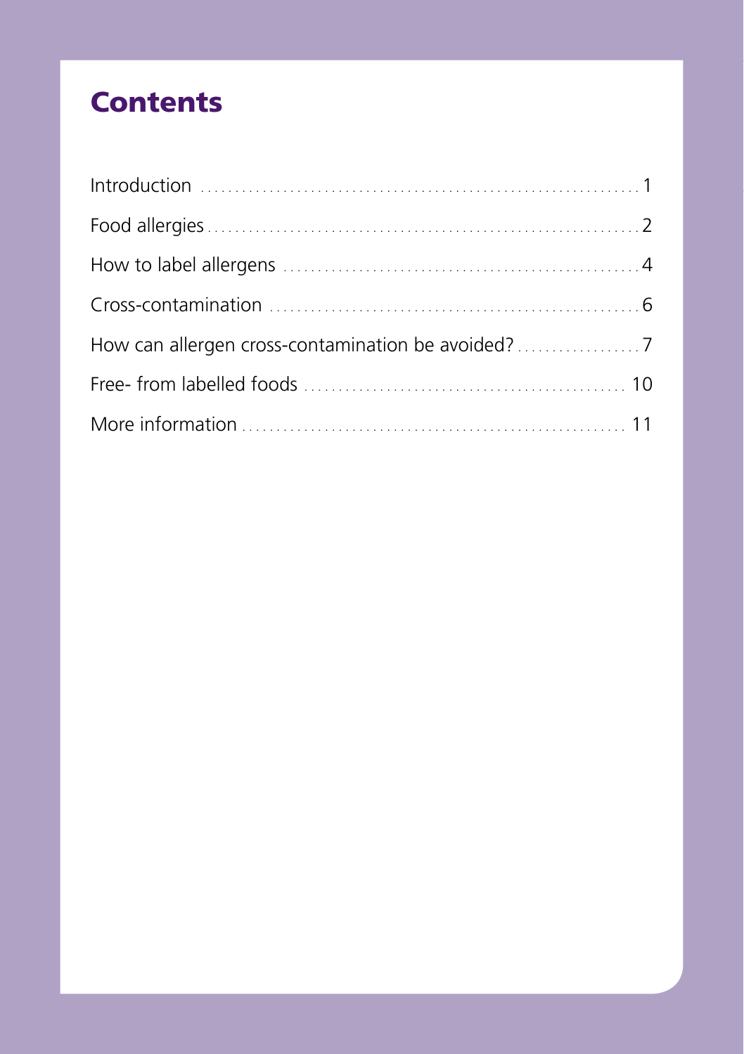# Contents

| | |
|---|---|
| Introduction | 1 |
| Food allergies | 2 |
| How to label allergens | 4 |
| Cross-contamination | 6 |
| How can allergen cross-contamination be avoided? | 7 |
| Free- from labelled foods | 10 |
| More information | 11 |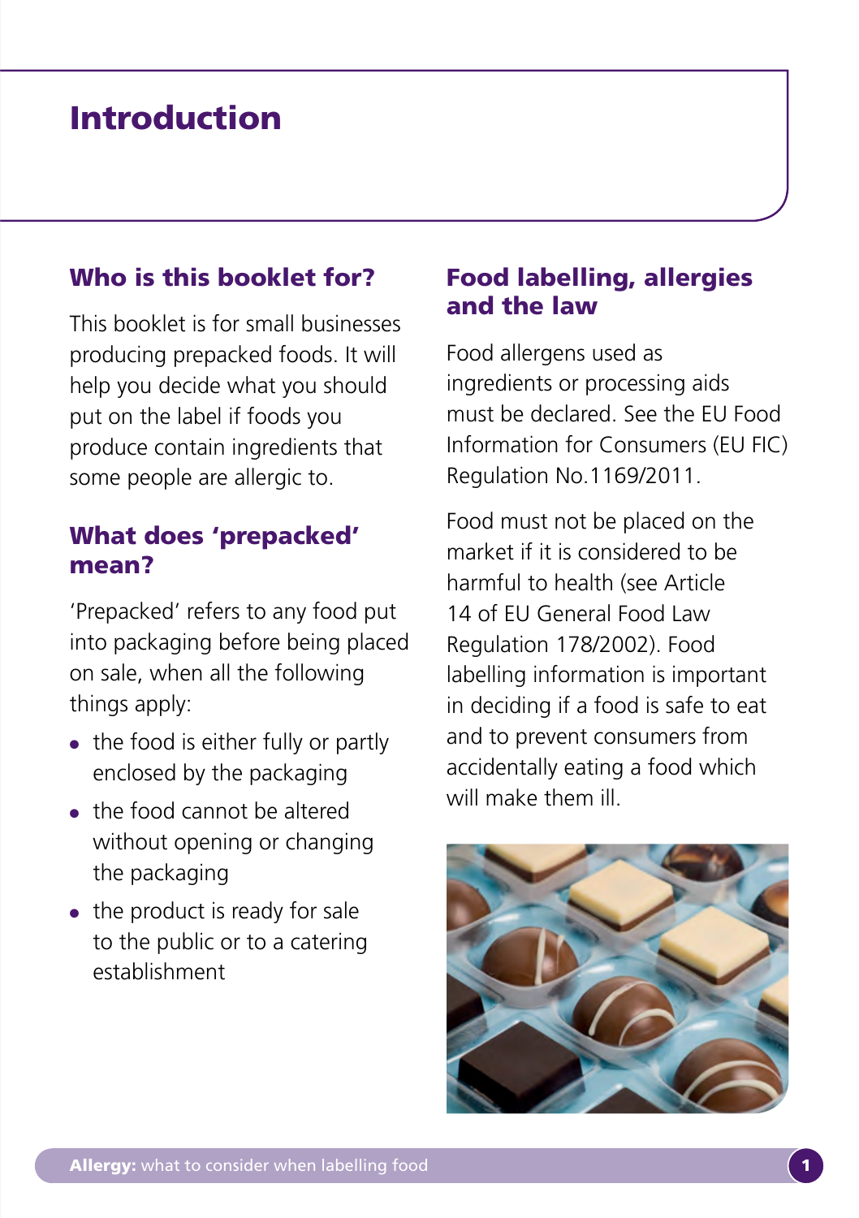# Introduction

## Who is this booklet for?

This booklet is for small businesses producing prepacked foods. It will help you decide what you should put on the label if foods you produce contain ingredients that some people are allergic to.

## What does 'prepacked' mean?

'Prepacked' refers to any food put into packaging before being placed on sale, when all the following things apply:

- the food is either fully or partly enclosed by the packaging
- the food cannot be altered without opening or changing the packaging
- the product is ready for sale to the public or to a catering establishment

## Food labelling, allergies and the law

Food allergens used as ingredients or processing aids must be declared. See the EU Food Information for Consumers (EU FIC) Regulation No.1169/2011.

Food must not be placed on the market if it is considered to be harmful to health (see Article 14 of EU General Food Law Regulation 178/2002). Food labelling information is important in deciding if a food is safe to eat and to prevent consumers from accidentally eating a food which will make them ill.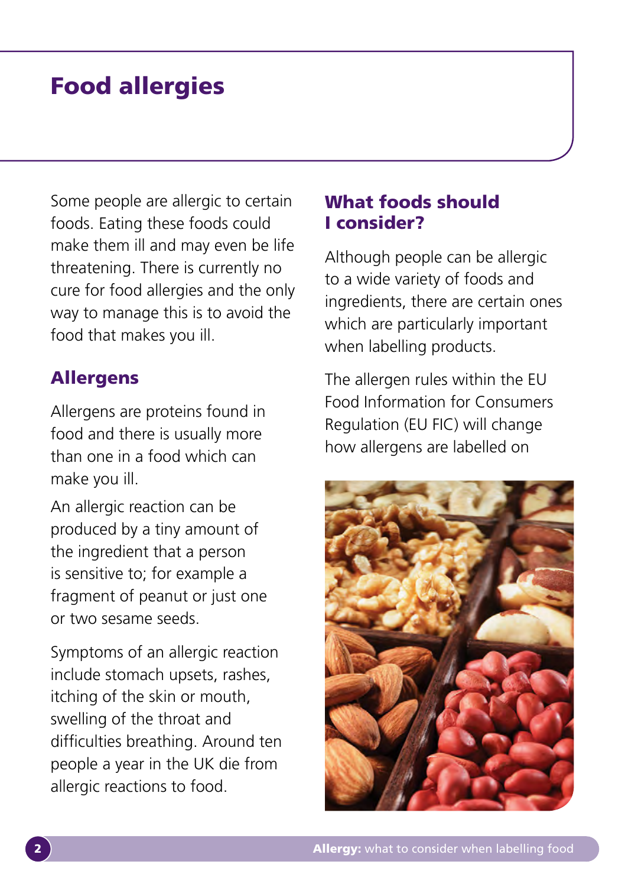# Food allergies

Some people are allergic to certain foods. Eating these foods could make them ill and may even be life threatening. There is currently no cure for food allergies and the only way to manage this is to avoid the food that makes you ill.

## Allergens

Allergens are proteins found in food and there is usually more than one in a food which can make you ill.

An allergic reaction can be produced by a tiny amount of the ingredient that a person is sensitive to; for example a fragment of peanut or just one or two sesame seeds.

Symptoms of an allergic reaction include stomach upsets, rashes, itching of the skin or mouth, swelling of the throat and difficulties breathing. Around ten people a year in the UK die from allergic reactions to food.

## What foods should I consider?

Although people can be allergic to a wide variety of foods and ingredients, there are certain ones which are particularly important when labelling products.

The allergen rules within the EU Food Information for Consumers Regulation (EU FIC) will change how allergens are labelled on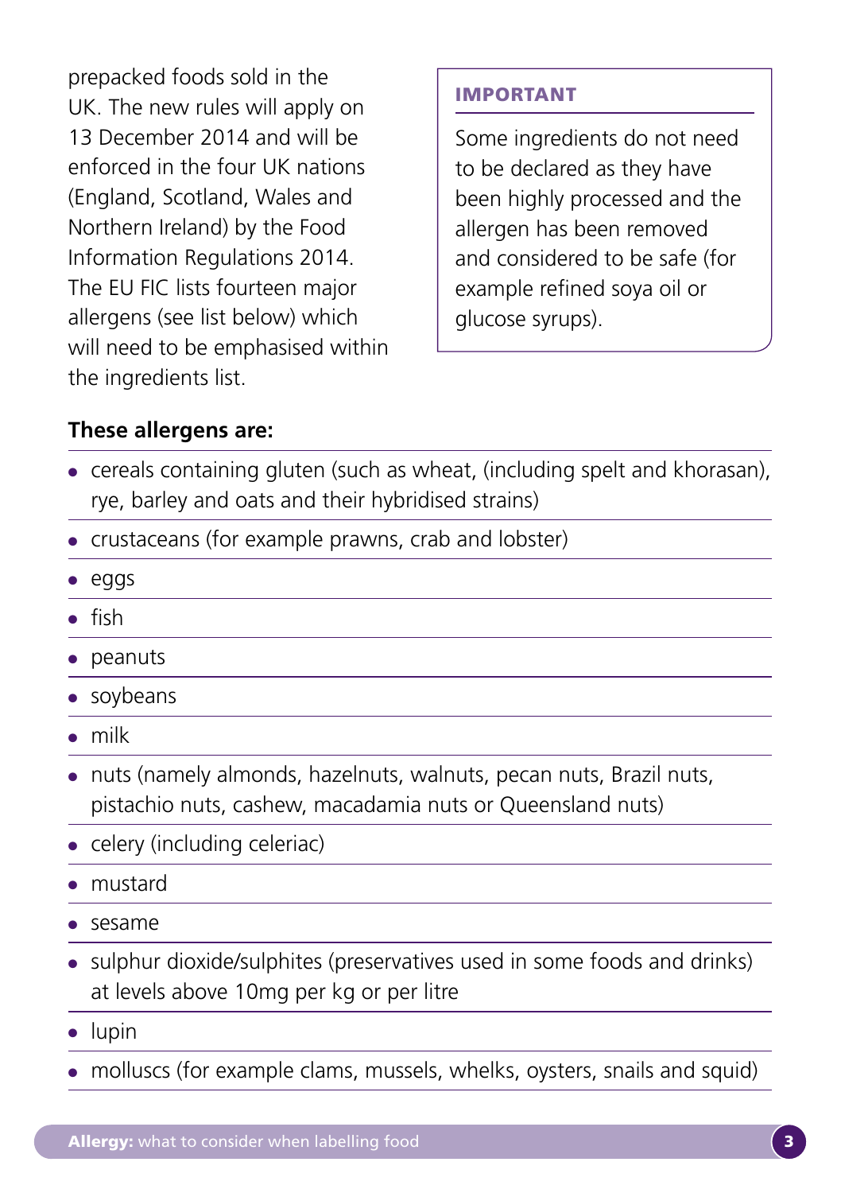prepacked foods sold in the UK. The new rules will apply on 13 December 2014 and will be enforced in the four UK nations (England, Scotland, Wales and Northern Ireland) by the Food Information Regulations 2014. The EU FIC lists fourteen major allergens (see list below) which will need to be emphasised within the ingredients list.

**IMPORTANT**

Some ingredients do not need to be declared as they have been highly processed and the allergen has been removed and considered to be safe (for example refined soya oil or glucose syrups).

**These allergens are:**

- cereals containing gluten (such as wheat, (including spelt and khorasan), rye, barley and oats and their hybridised strains)
- crustaceans (for example prawns, crab and lobster)
- eggs
- fish
- peanuts
- soybeans
- milk
- nuts (namely almonds, hazelnuts, walnuts, pecan nuts, Brazil nuts, pistachio nuts, cashew, macadamia nuts or Queensland nuts)
- celery (including celeriac)
- mustard
- sesame
- sulphur dioxide/sulphites (preservatives used in some foods and drinks) at levels above 10mg per kg or per litre
- lupin
- molluscs (for example clams, mussels, whelks, oysters, snails and squid)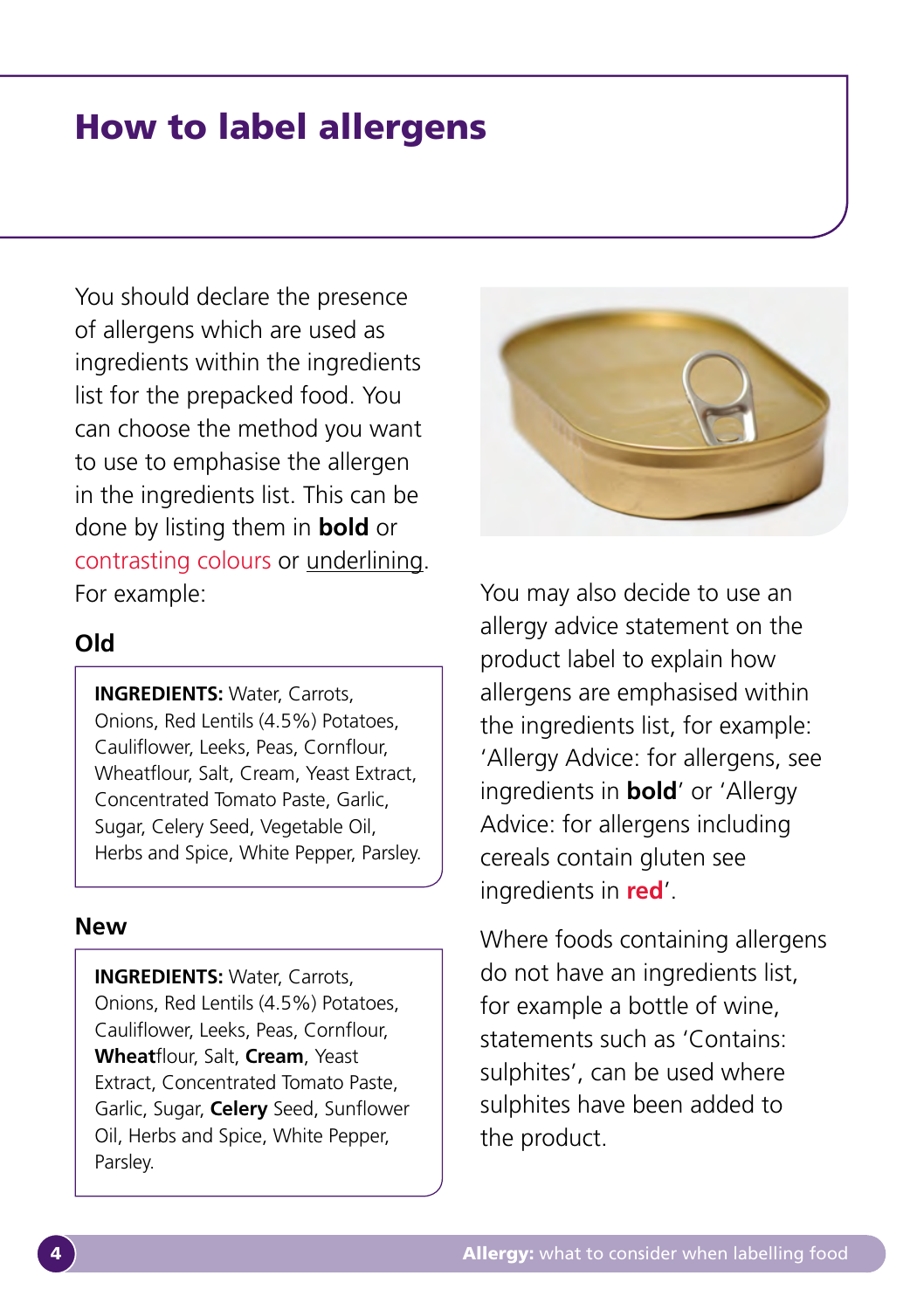# How to label allergens

You should declare the presence of allergens which are used as ingredients within the ingredients list for the prepacked food. You can choose the method you want to use to emphasise the allergen in the ingredients list. This can be done by listing them in **bold** or contrasting colours or <u>underlining</u>. For example:

### Old

**INGREDIENTS:** Water, Carrots, Onions, Red Lentils (4.5%) Potatoes, Cauliflower, Leeks, Peas, Cornflour, Wheatflour, Salt, Cream, Yeast Extract, Concentrated Tomato Paste, Garlic, Sugar, Celery Seed, Vegetable Oil, Herbs and Spice, White Pepper, Parsley.

### New

**INGREDIENTS:** Water, Carrots, Onions, Red Lentils (4.5%) Potatoes, Cauliflower, Leeks, Peas, Cornflour, **Wheat**flour, Salt, **Cream**, Yeast Extract, Concentrated Tomato Paste, Garlic, Sugar, **Celery** Seed, Sunflower Oil, Herbs and Spice, White Pepper, Parsley.

You may also decide to use an allergy advice statement on the product label to explain how allergens are emphasised within the ingredients list, for example: 'Allergy Advice: for allergens, see ingredients in **bold**' or 'Allergy Advice: for allergens including cereals contain gluten see ingredients in **red**'.

Where foods containing allergens do not have an ingredients list, for example a bottle of wine, statements such as 'Contains: sulphites', can be used where sulphites have been added to the product.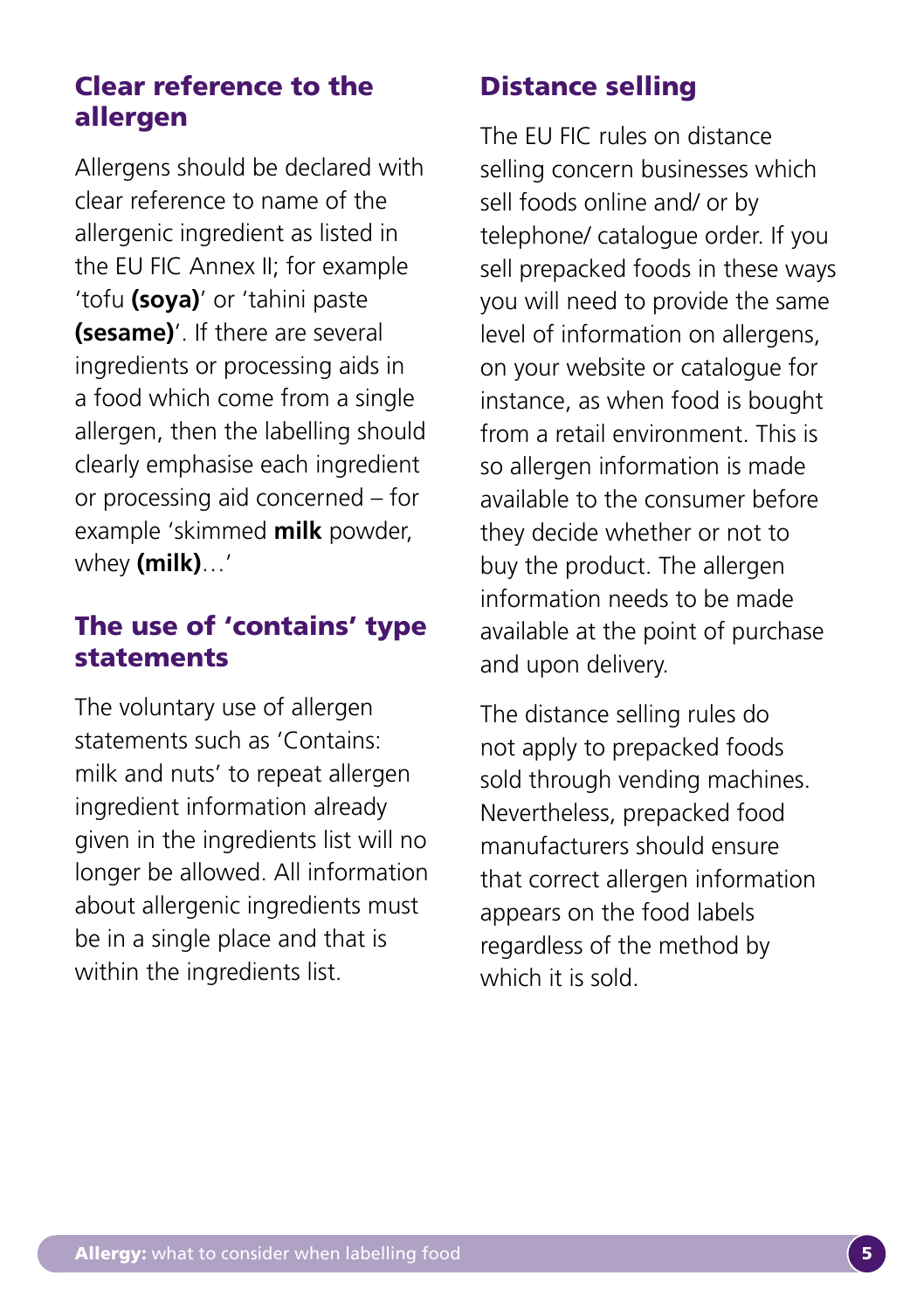## Clear reference to the allergen

Allergens should be declared with clear reference to name of the allergenic ingredient as listed in the EU FIC Annex II; for example 'tofu **(soya)**' or 'tahini paste **(sesame)**'. If there are several ingredients or processing aids in a food which come from a single allergen, then the labelling should clearly emphasise each ingredient or processing aid concerned – for example 'skimmed **milk** powder, whey **(milk)**…'

## The use of 'contains' type statements

The voluntary use of allergen statements such as 'Contains: milk and nuts' to repeat allergen ingredient information already given in the ingredients list will no longer be allowed. All information about allergenic ingredients must be in a single place and that is within the ingredients list.

## Distance selling

The EU FIC rules on distance selling concern businesses which sell foods online and/ or by telephone/ catalogue order. If you sell prepacked foods in these ways you will need to provide the same level of information on allergens, on your website or catalogue for instance, as when food is bought from a retail environment. This is so allergen information is made available to the consumer before they decide whether or not to buy the product. The allergen information needs to be made available at the point of purchase and upon delivery.

The distance selling rules do not apply to prepacked foods sold through vending machines. Nevertheless, prepacked food manufacturers should ensure that correct allergen information appears on the food labels regardless of the method by which it is sold.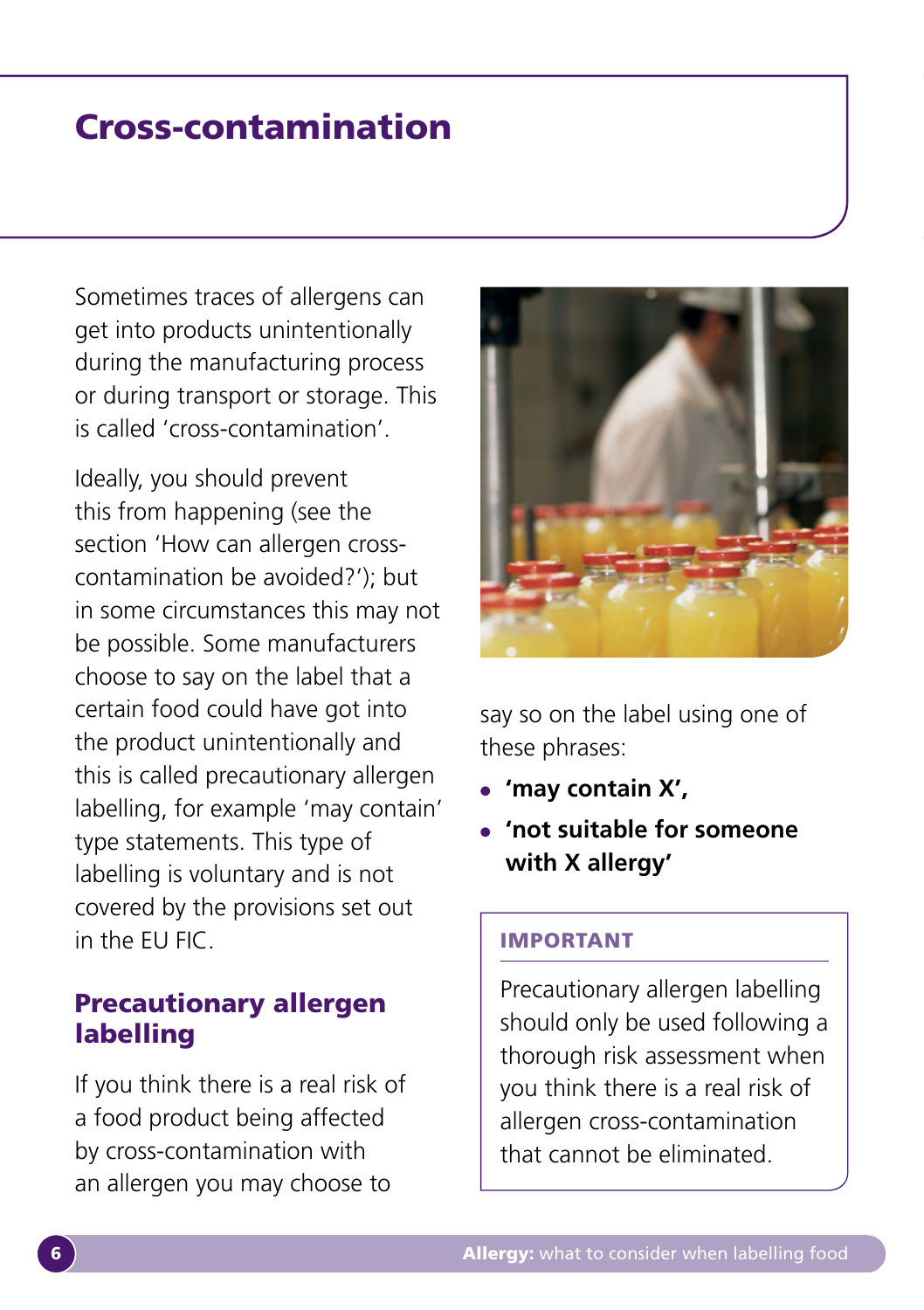# Cross-contamination

Sometimes traces of allergens can get into products unintentionally during the manufacturing process or during transport or storage. This is called 'cross-contamination'.

Ideally, you should prevent this from happening (see the section 'How can allergen cross-contamination be avoided?'); but in some circumstances this may not be possible. Some manufacturers choose to say on the label that a certain food could have got into the product unintentionally and this is called precautionary allergen labelling, for example 'may contain' type statements. This type of labelling is voluntary and is not covered by the provisions set out in the EU FIC.

## Precautionary allergen labelling

If you think there is a real risk of a food product being affected by cross-contamination with an allergen you may choose to say so on the label using one of these phrases:

- **'may contain X',**
- **'not suitable for someone with X allergy'**

**IMPORTANT**

Precautionary allergen labelling should only be used following a thorough risk assessment when you think there is a real risk of allergen cross-contamination that cannot be eliminated.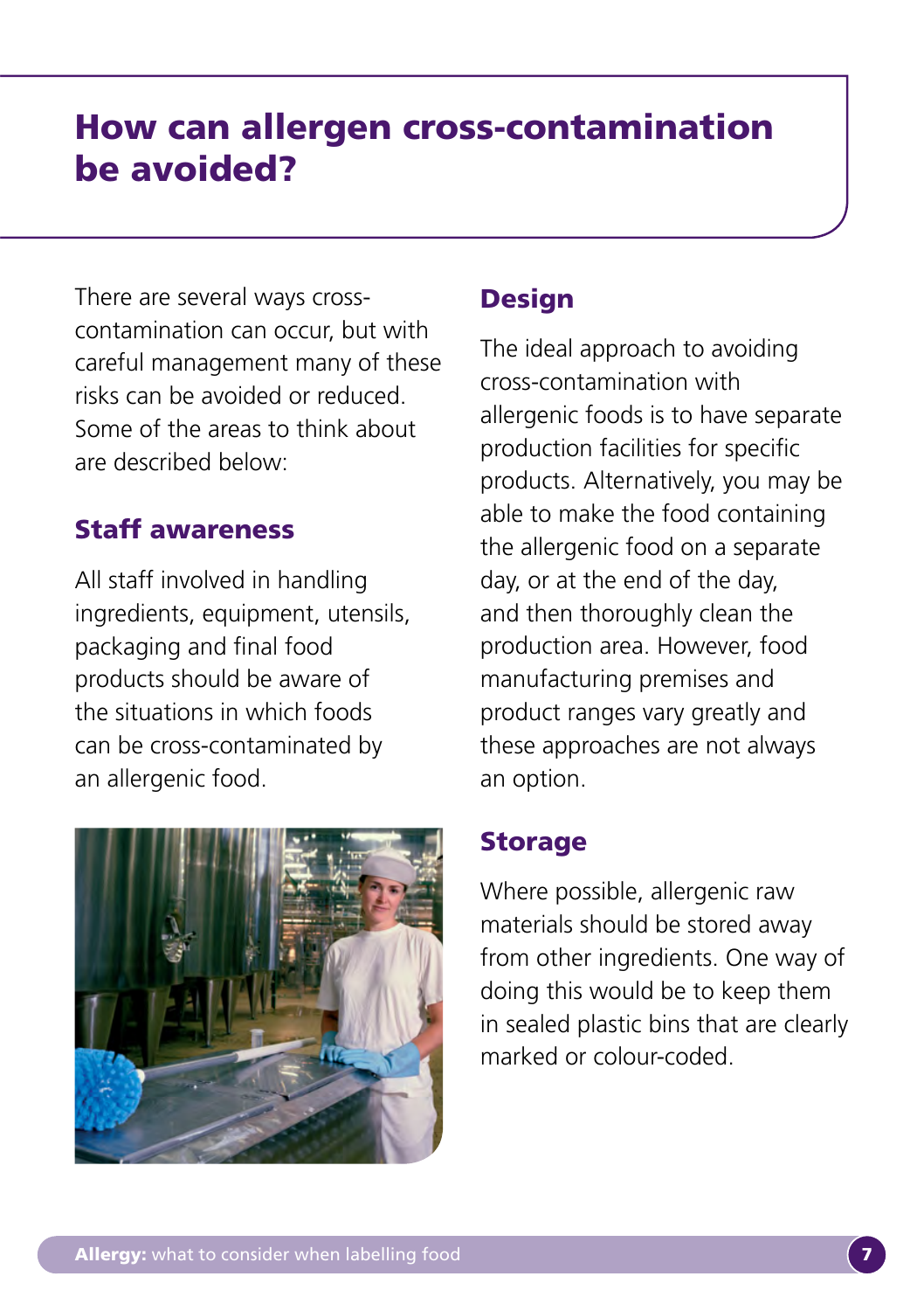# How can allergen cross-contamination be avoided?

There are several ways cross-contamination can occur, but with careful management many of these risks can be avoided or reduced. Some of the areas to think about are described below:

## Staff awareness

All staff involved in handling ingredients, equipment, utensils, packaging and final food products should be aware of the situations in which foods can be cross-contaminated by an allergenic food.

## Design

The ideal approach to avoiding cross-contamination with allergenic foods is to have separate production facilities for specific products. Alternatively, you may be able to make the food containing the allergenic food on a separate day, or at the end of the day, and then thoroughly clean the production area. However, food manufacturing premises and product ranges vary greatly and these approaches are not always an option.

## Storage

Where possible, allergenic raw materials should be stored away from other ingredients. One way of doing this would be to keep them in sealed plastic bins that are clearly marked or colour-coded.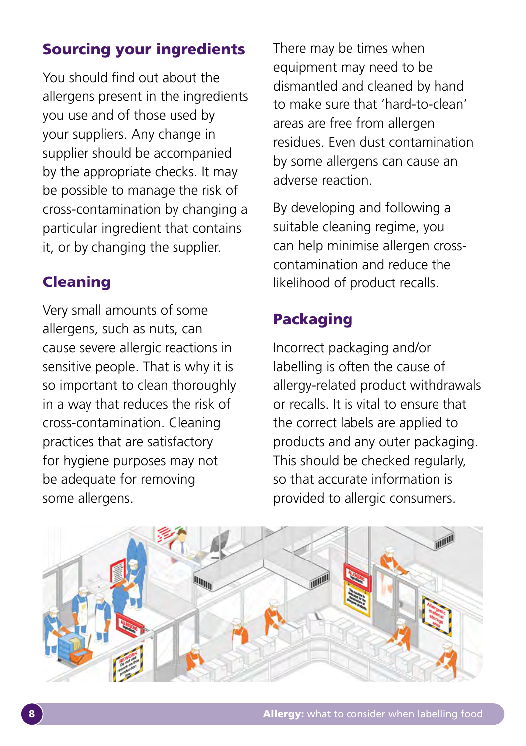## Sourcing your ingredients

You should find out about the allergens present in the ingredients you use and of those used by your suppliers. Any change in supplier should be accompanied by the appropriate checks. It may be possible to manage the risk of cross-contamination by changing a particular ingredient that contains it, or by changing the supplier.

## Cleaning

Very small amounts of some allergens, such as nuts, can cause severe allergic reactions in sensitive people. That is why it is so important to clean thoroughly in a way that reduces the risk of cross-contamination. Cleaning practices that are satisfactory for hygiene purposes may not be adequate for removing some allergens.

There may be times when equipment may need to be dismantled and cleaned by hand to make sure that 'hard-to-clean' areas are free from allergen residues. Even dust contamination by some allergens can cause an adverse reaction.

By developing and following a suitable cleaning regime, you can help minimise allergen cross-contamination and reduce the likelihood of product recalls.

## Packaging

Incorrect packaging and/or labelling is often the cause of allergy-related product withdrawals or recalls. It is vital to ensure that the correct labels are applied to products and any outer packaging. This should be checked regularly, so that accurate information is provided to allergic consumers.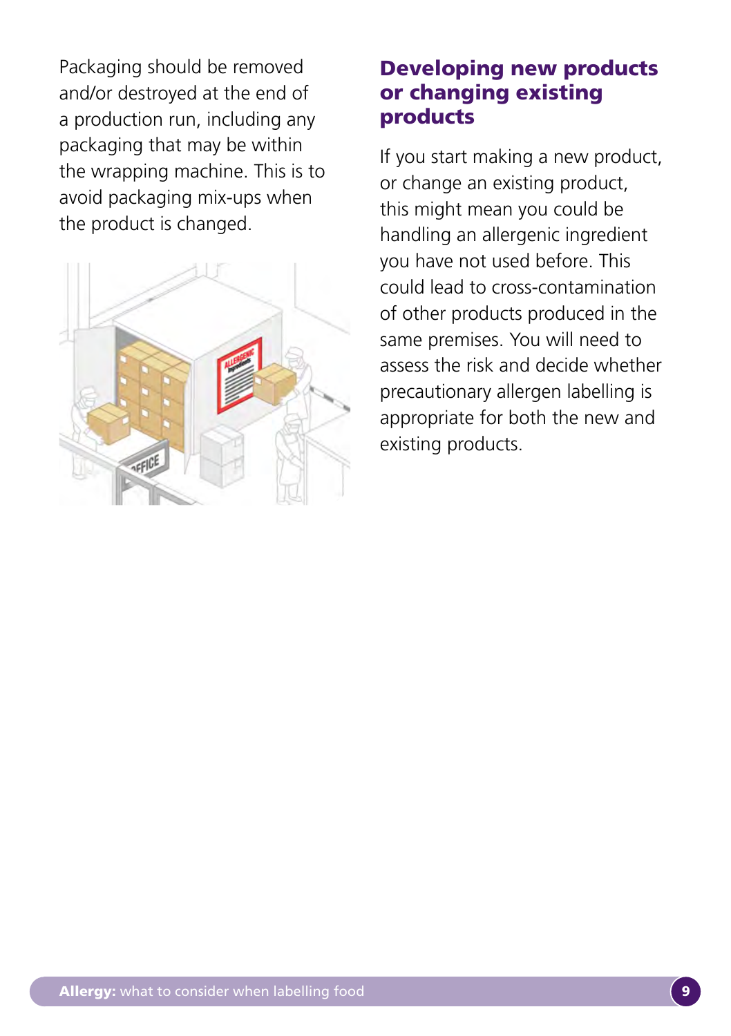Packaging should be removed and/or destroyed at the end of a production run, including any packaging that may be within the wrapping machine. This is to avoid packaging mix-ups when the product is changed.

## Developing new products or changing existing products

If you start making a new product, or change an existing product, this might mean you could be handling an allergenic ingredient you have not used before. This could lead to cross-contamination of other products produced in the same premises. You will need to assess the risk and decide whether precautionary allergen labelling is appropriate for both the new and existing products.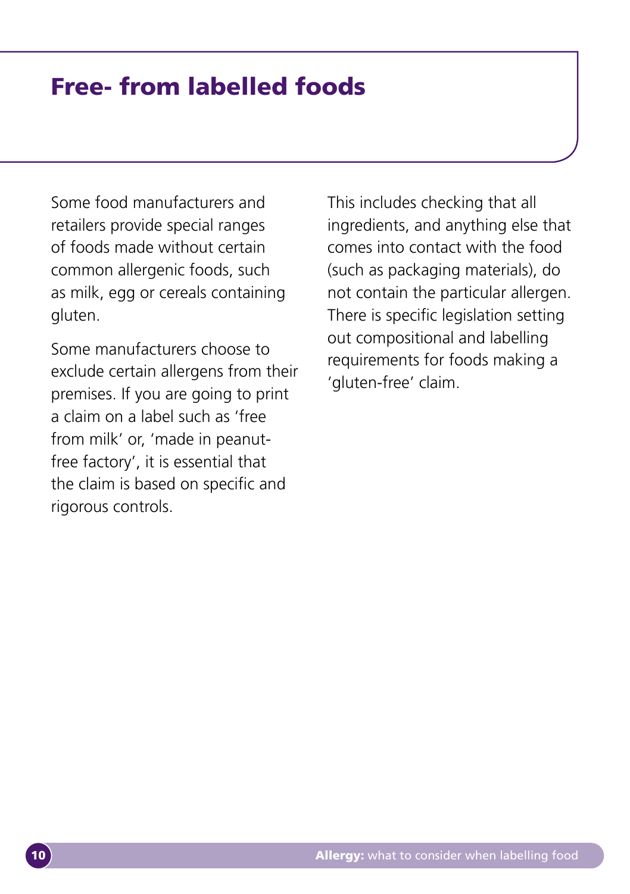# Free- from labelled foods

Some food manufacturers and retailers provide special ranges of foods made without certain common allergenic foods, such as milk, egg or cereals containing gluten.

Some manufacturers choose to exclude certain allergens from their premises. If you are going to print a claim on a label such as 'free from milk' or, 'made in peanut-free factory', it is essential that the claim is based on specific and rigorous controls.

This includes checking that all ingredients, and anything else that comes into contact with the food (such as packaging materials), do not contain the particular allergen. There is specific legislation setting out compositional and labelling requirements for foods making a 'gluten-free' claim.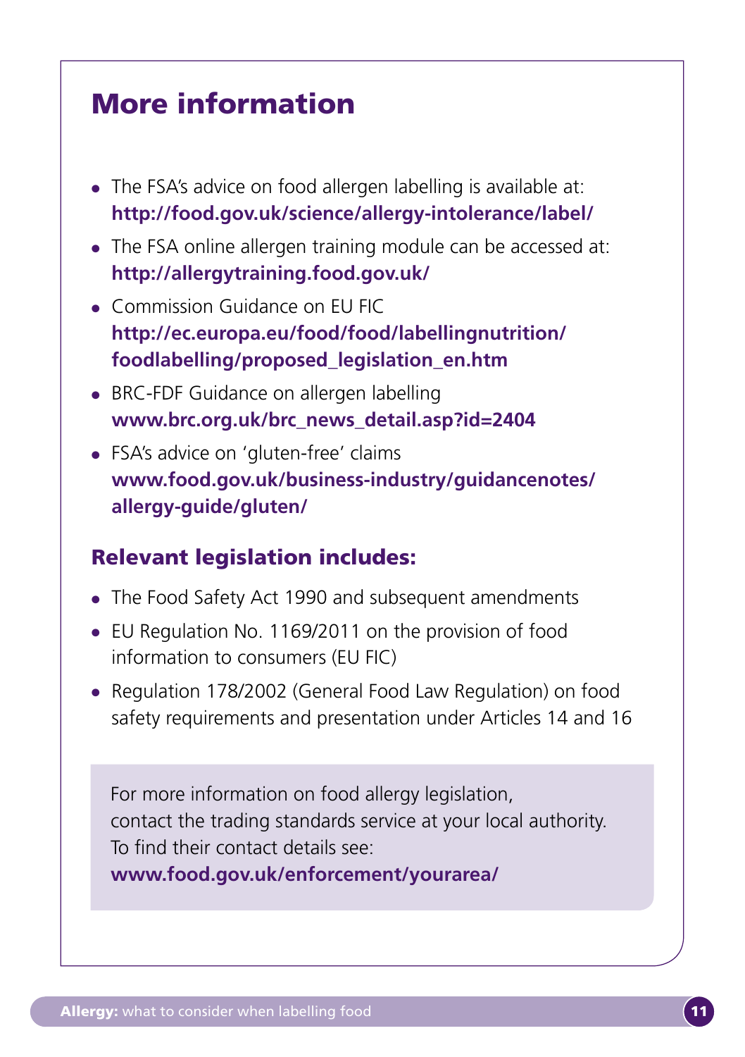# More information

- The FSA's advice on food allergen labelling is available at: **http://food.gov.uk/science/allergy-intolerance/label/**
- The FSA online allergen training module can be accessed at: **http://allergytraining.food.gov.uk/**
- Commission Guidance on EU FIC **http://ec.europa.eu/food/food/labellingnutrition/foodlabelling/proposed_legislation_en.htm**
- BRC-FDF Guidance on allergen labelling **www.brc.org.uk/brc_news_detail.asp?id=2404**
- FSA's advice on 'gluten-free' claims **www.food.gov.uk/business-industry/guidancenotes/allergy-guide/gluten/**

## Relevant legislation includes:

- The Food Safety Act 1990 and subsequent amendments
- EU Regulation No. 1169/2011 on the provision of food information to consumers (EU FIC)
- Regulation 178/2002 (General Food Law Regulation) on food safety requirements and presentation under Articles 14 and 16

For more information on food allergy legislation, contact the trading standards service at your local authority. To find their contact details see: **www.food.gov.uk/enforcement/yourarea/**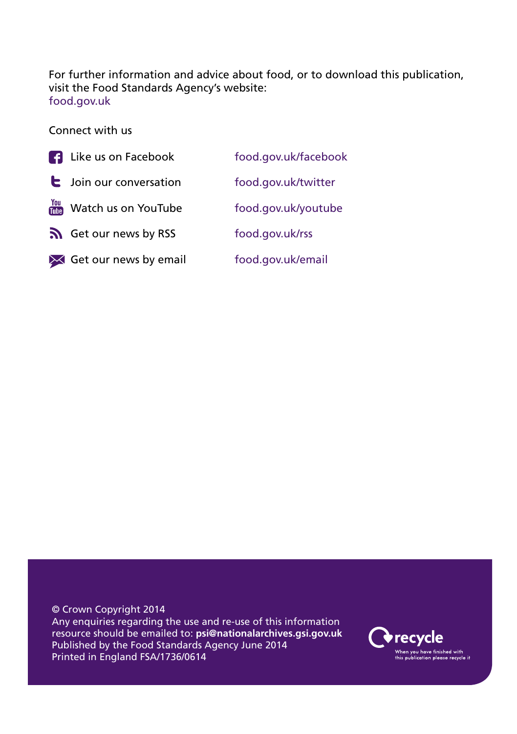For further information and advice about food, or to download this publication, visit the Food Standards Agency's website:
food.gov.uk

Connect with us

| | |
|---|---|
| Like us on Facebook | food.gov.uk/facebook |
| Join our conversation | food.gov.uk/twitter |
| Watch us on YouTube | food.gov.uk/youtube |
| Get our news by RSS | food.gov.uk/rss |
| Get our news by email | food.gov.uk/email |

© Crown Copyright 2014
Any enquiries regarding the use and re-use of this information resource should be emailed to: **psi@nationalarchives.gsi.gov.uk**
Published by the Food Standards Agency June 2014
Printed in England FSA/1736/0614

recycle
When you have finished with this publication please recycle it